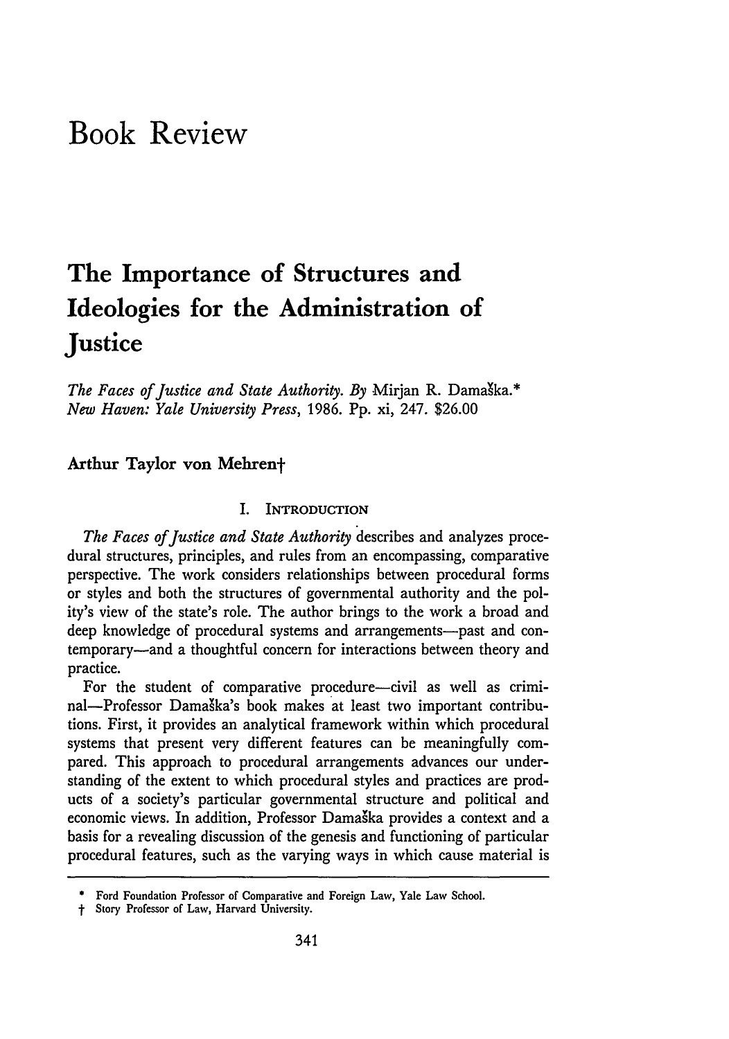# Book Review

## The Importance of Structures and Ideologies for the Administration of Justice

*The Faces of Justice and State Authority. By* Mirjan R. Damaška.\* *New Haven: Yale University Press*, 1986. Pp. xi, 247. $26.00

### Arthur Taylor von Mehren†

#### I. INTRODUCTION

*The Faces of Justice and State Authority* describes and analyzes procedural structures, principles, and rules from an encompassing, comparative perspective. The work considers relationships between procedural forms or styles and both the structures of governmental authority and the polity's view of the state's role. The author brings to the work a broad and deep knowledge of procedural systems and arrangements—past and contemporary—and a thoughtful concern for interactions between theory and practice.

For the student of comparative procedure—civil as well as criminal—Professor Damaška's book makes at least two important contributions. First, it provides an analytical framework within which procedural systems that present very different features can be meaningfully compared. This approach to procedural arrangements advances our understanding of the extent to which procedural styles and practices are products of a society's particular governmental structure and political and economic views. In addition, Professor Damaška provides a context and a basis for a revealing discussion of the genesis and functioning of particular procedural features, such as the varying ways in which cause material is

---

\* Ford Foundation Professor of Comparative and Foreign Law, Yale Law School.

† Story Professor of Law, Harvard University.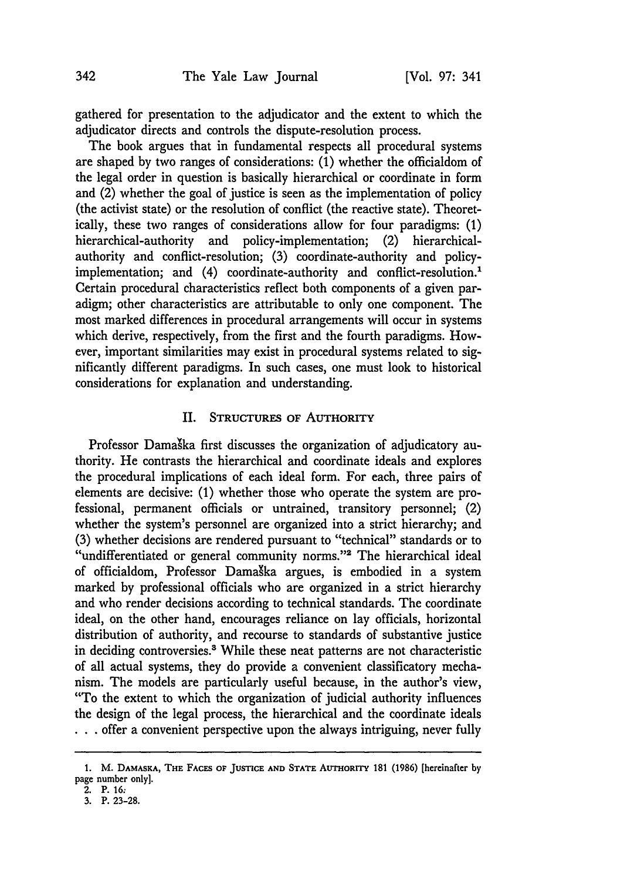gathered for presentation to the adjudicator and the extent to which the adjudicator directs and controls the dispute-resolution process.

The book argues that in fundamental respects all procedural systems are shaped by two ranges of considerations: (1) whether the officialdom of the legal order in question is basically hierarchical or coordinate in form and (2) whether the goal of justice is seen as the implementation of policy (the activist state) or the resolution of conflict (the reactive state). Theoretically, these two ranges of considerations allow for four paradigms: (1) hierarchical-authority and policy-implementation; (2) hierarchical-authority and conflict-resolution; (3) coordinate-authority and policy-implementation; and (4) coordinate-authority and conflict-resolution.[1] Certain procedural characteristics reflect both components of a given paradigm; other characteristics are attributable to only one component. The most marked differences in procedural arrangements will occur in systems which derive, respectively, from the first and the fourth paradigms. However, important similarities may exist in procedural systems related to significantly different paradigms. In such cases, one must look to historical considerations for explanation and understanding.

## II. Structures of Authority

Professor Damaška first discusses the organization of adjudicatory authority. He contrasts the hierarchical and coordinate ideals and explores the procedural implications of each ideal form. For each, three pairs of elements are decisive: (1) whether those who operate the system are professional, permanent officials or untrained, transitory personnel; (2) whether the system's personnel are organized into a strict hierarchy; and (3) whether decisions are rendered pursuant to "technical" standards or to "undifferentiated or general community norms."[2] The hierarchical ideal of officialdom, Professor Damaška argues, is embodied in a system marked by professional officials who are organized in a strict hierarchy and who render decisions according to technical standards. The coordinate ideal, on the other hand, encourages reliance on lay officials, horizontal distribution of authority, and recourse to standards of substantive justice in deciding controversies.[3] While these neat patterns are not characteristic of all actual systems, they do provide a convenient classificatory mechanism. The models are particularly useful because, in the author's view, "To the extent to which the organization of judicial authority influences the design of the legal process, the hierarchical and the coordinate ideals . . . offer a convenient perspective upon the always intriguing, never fully

---

1. M. Damaska, The Faces of Justice and State Authority 181 (1986) [hereinafter by page number only].
2. P. 16.
3. P. 23-28.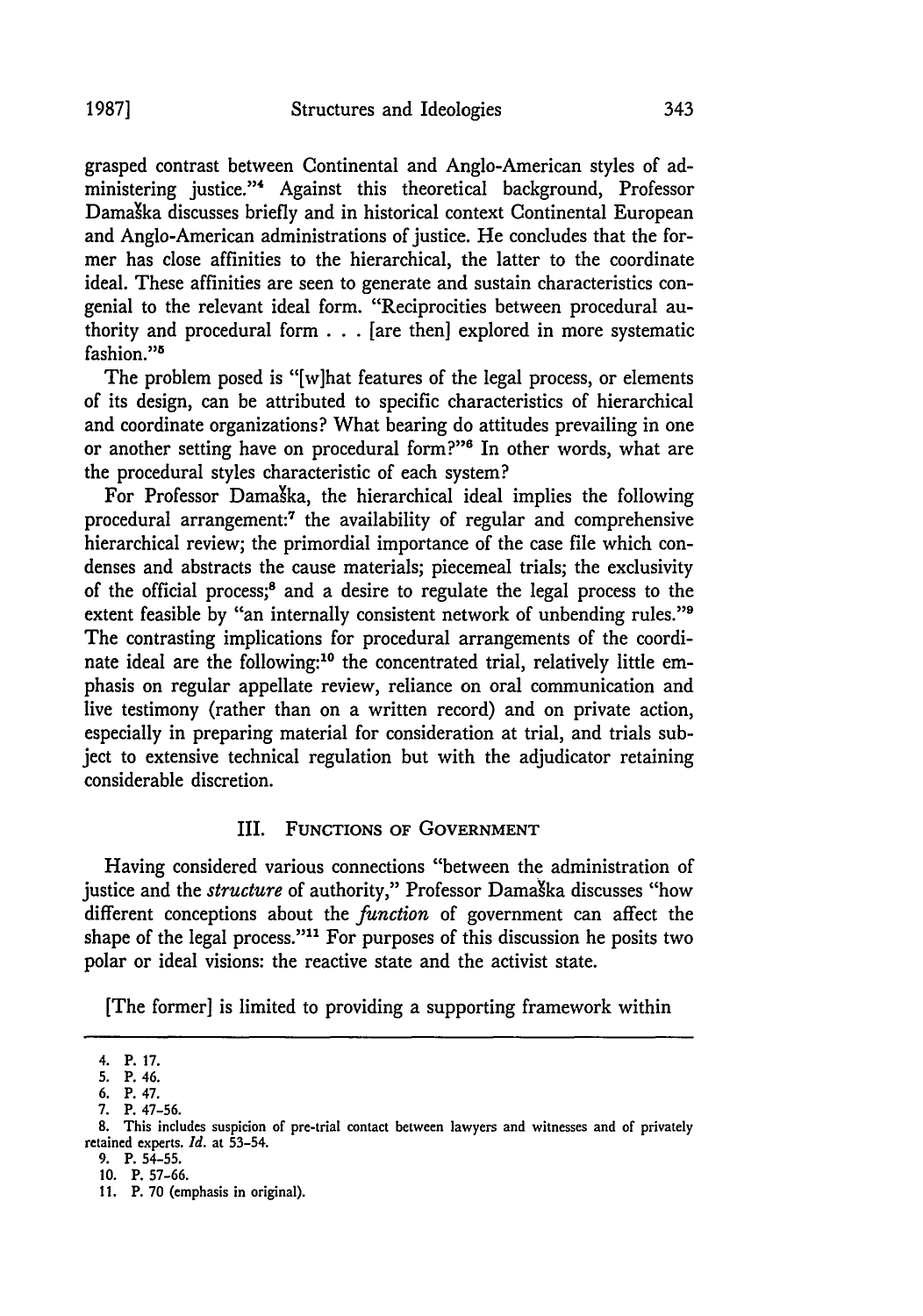grasped contrast between Continental and Anglo-American styles of administering justice."[4] Against this theoretical background, Professor Damaška discusses briefly and in historical context Continental European and Anglo-American administrations of justice. He concludes that the former has close affinities to the hierarchical, the latter to the coordinate ideal. These affinities are seen to generate and sustain characteristics congenial to the relevant ideal form. "Reciprocities between procedural authority and procedural form . . . [are then] explored in more systematic fashion."[5]

The problem posed is "[w]hat features of the legal process, or elements of its design, can be attributed to specific characteristics of hierarchical and coordinate organizations? What bearing do attitudes prevailing in one or another setting have on procedural form?"[6] In other words, what are the procedural styles characteristic of each system?

For Professor Damaška, the hierarchical ideal implies the following procedural arrangement:[7] the availability of regular and comprehensive hierarchical review; the primordial importance of the case file which condenses and abstracts the cause materials; piecemeal trials; the exclusivity of the official process;[8] and a desire to regulate the legal process to the extent feasible by "an internally consistent network of unbending rules."[9] The contrasting implications for procedural arrangements of the coordinate ideal are the following:[10] the concentrated trial, relatively little emphasis on regular appellate review, reliance on oral communication and live testimony (rather than on a written record) and on private action, especially in preparing material for consideration at trial, and trials subject to extensive technical regulation but with the adjudicator retaining considerable discretion.

## III. Functions of Government

Having considered various connections "between the administration of justice and the *structure* of authority," Professor Damaška discusses "how different conceptions about the *function* of government can affect the shape of the legal process."[11] For purposes of this discussion he posits two polar or ideal visions: the reactive state and the activist state.

[The former] is limited to providing a supporting framework within

---

4. P. 17.
5. P. 46.
6. P. 47.
7. P. 47-56.
8. This includes suspicion of pre-trial contact between lawyers and witnesses and of privately retained experts. *Id.* at 53-54.
9. P. 54-55.
10. P. 57-66.
11. P. 70 (emphasis in original).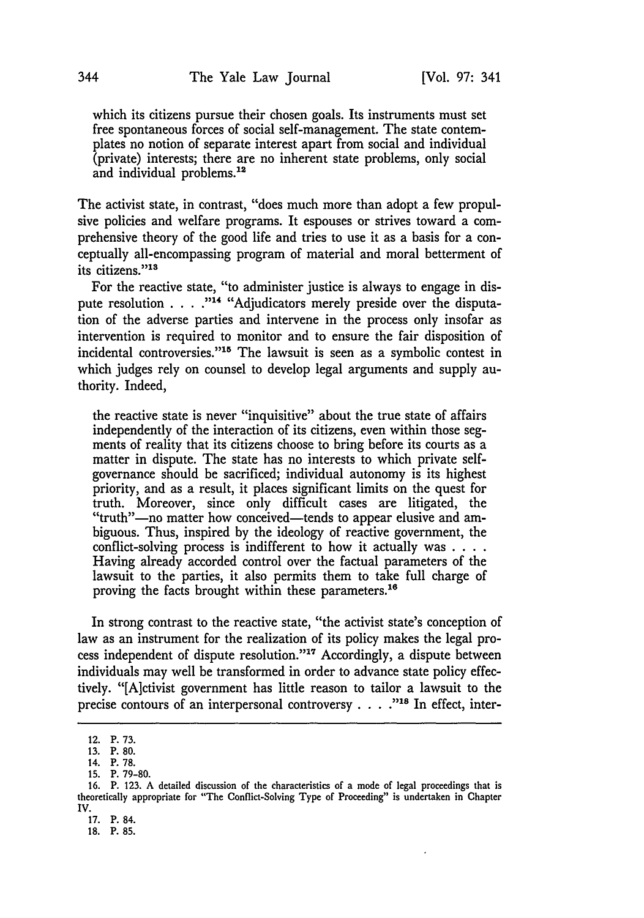which its citizens pursue their chosen goals. Its instruments must set free spontaneous forces of social self-management. The state contemplates no notion of separate interest apart from social and individual (private) interests; there are no inherent state problems, only social and individual problems.[12]

The activist state, in contrast, "does much more than adopt a few propulsive policies and welfare programs. It espouses or strives toward a comprehensive theory of the good life and tries to use it as a basis for a conceptually all-encompassing program of material and moral betterment of its citizens."[13]

For the reactive state, "to administer justice is always to engage in dispute resolution . . . ."[14] "Adjudicators merely preside over the disputation of the adverse parties and intervene in the process only insofar as intervention is required to monitor and to ensure the fair disposition of incidental controversies."[15] The lawsuit is seen as a symbolic contest in which judges rely on counsel to develop legal arguments and supply authority. Indeed,

> the reactive state is never "inquisitive" about the true state of affairs independently of the interaction of its citizens, even within those segments of reality that its citizens choose to bring before its courts as a matter in dispute. The state has no interests to which private self-governance should be sacrificed; individual autonomy is its highest priority, and as a result, it places significant limits on the quest for truth. Moreover, since only difficult cases are litigated, the "truth"—no matter how conceived—tends to appear elusive and ambiguous. Thus, inspired by the ideology of reactive government, the conflict-solving process is indifferent to how it actually was . . . . Having already accorded control over the factual parameters of the lawsuit to the parties, it also permits them to take full charge of proving the facts brought within these parameters.[16]

In strong contrast to the reactive state, "the activist state's conception of law as an instrument for the realization of its policy makes the legal process independent of dispute resolution."[17] Accordingly, a dispute between individuals may well be transformed in order to advance state policy effectively. "[A]ctivist government has little reason to tailor a lawsuit to the precise contours of an interpersonal controversy . . . ."[18] In effect, inter-

---

12. P. 73.
13. P. 80.
14. P. 78.
15. P. 79-80.
16. P. 123. A detailed discussion of the characteristics of a mode of legal proceedings that is theoretically appropriate for "The Conflict-Solving Type of Proceeding" is undertaken in Chapter IV.
17. P. 84.
18. P. 85.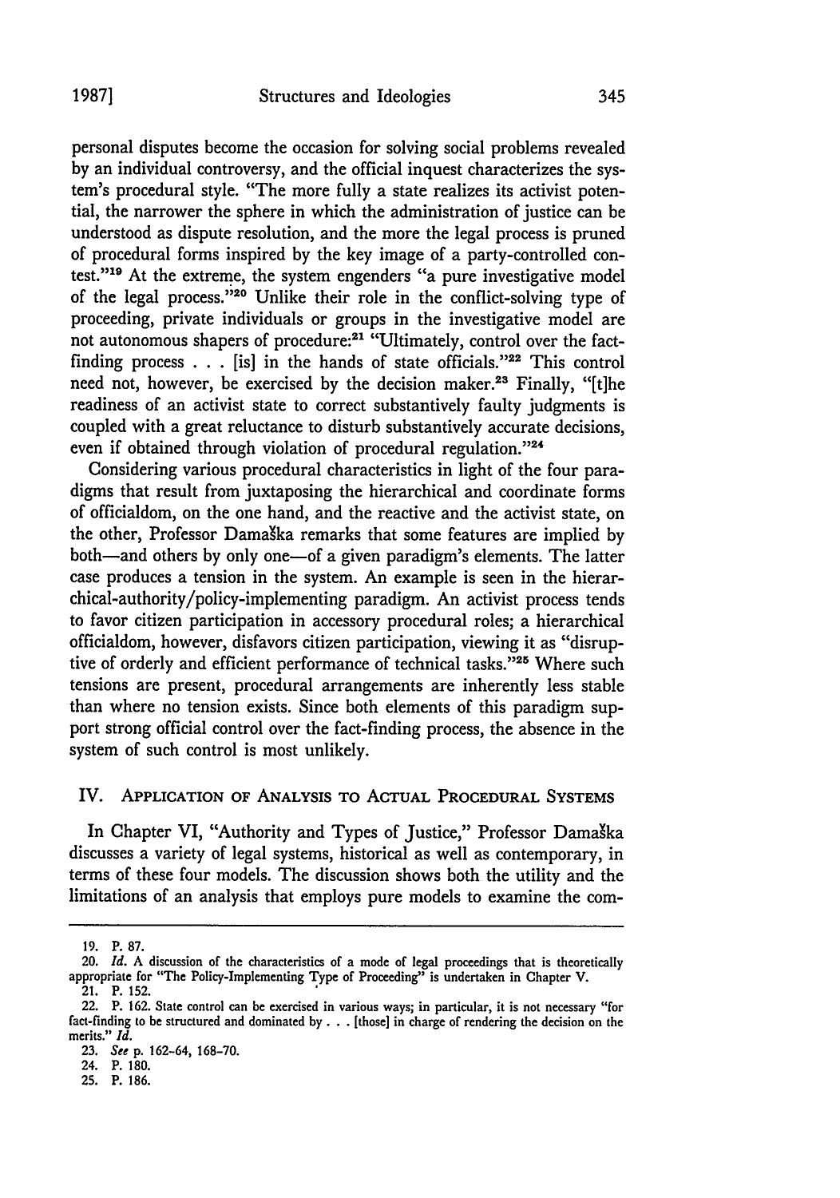personal disputes become the occasion for solving social problems revealed by an individual controversy, and the official inquest characterizes the system's procedural style. "The more fully a state realizes its activist potential, the narrower the sphere in which the administration of justice can be understood as dispute resolution, and the more the legal process is pruned of procedural forms inspired by the key image of a party-controlled contest."[19] At the extreme, the system engenders "a pure investigative model of the legal process."[20] Unlike their role in the conflict-solving type of proceeding, private individuals or groups in the investigative model are not autonomous shapers of procedure:[21] "Ultimately, control over the fact-finding process . . . [is] in the hands of state officials."[22] This control need not, however, be exercised by the decision maker.[23] Finally, "[t]he readiness of an activist state to correct substantively faulty judgments is coupled with a great reluctance to disturb substantively accurate decisions, even if obtained through violation of procedural regulation."[24]

Considering various procedural characteristics in light of the four paradigms that result from juxtaposing the hierarchical and coordinate forms of officialdom, on the one hand, and the reactive and the activist state, on the other, Professor Damaška remarks that some features are implied by both—and others by only one—of a given paradigm's elements. The latter case produces a tension in the system. An example is seen in the hierarchical-authority/policy-implementing paradigm. An activist process tends to favor citizen participation in accessory procedural roles; a hierarchical officialdom, however, disfavors citizen participation, viewing it as "disruptive of orderly and efficient performance of technical tasks."[25] Where such tensions are present, procedural arrangements are inherently less stable than where no tension exists. Since both elements of this paradigm support strong official control over the fact-finding process, the absence in the system of such control is most unlikely.

## IV. Application of Analysis to Actual Procedural Systems

In Chapter VI, "Authority and Types of Justice," Professor Damaška discusses a variety of legal systems, historical as well as contemporary, in terms of these four models. The discussion shows both the utility and the limitations of an analysis that employs pure models to examine the com-

---

19. P. 87.

20. *Id.* A discussion of the characteristics of a mode of legal proceedings that is theoretically appropriate for "The Policy-Implementing Type of Proceeding" is undertaken in Chapter V.

21. P. 152.

22. P. 162. State control can be exercised in various ways; in particular, it is not necessary "for fact-finding to be structured and dominated by . . . [those] in charge of rendering the decision on the merits." *Id.*

23. *See* p. 162-64, 168-70.

24. P. 180.

25. P. 186.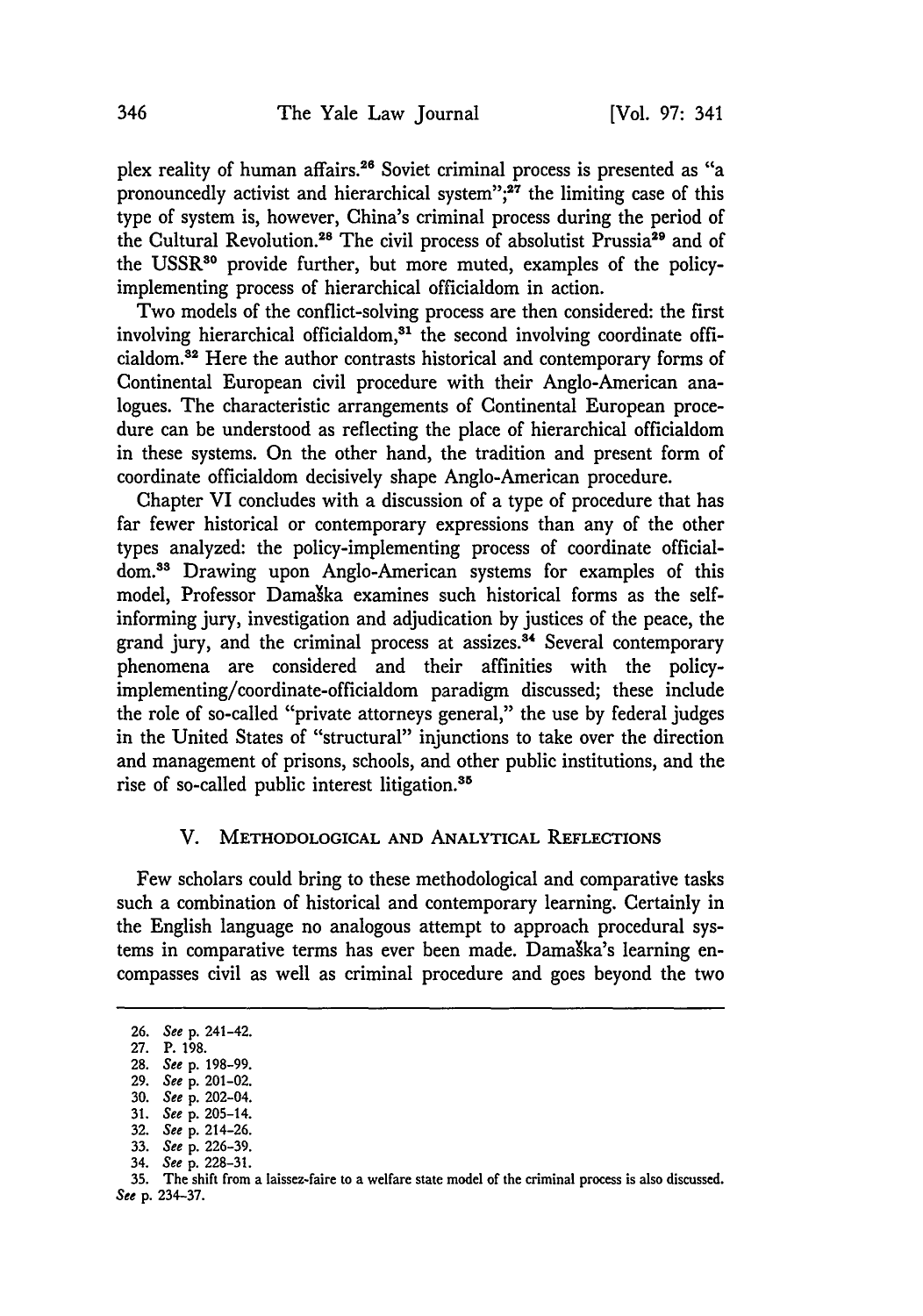plex reality of human affairs.[26] Soviet criminal process is presented as "a pronouncedly activist and hierarchical system";[27] the limiting case of this type of system is, however, China's criminal process during the period of the Cultural Revolution.[28] The civil process of absolutist Prussia[29] and of the USSR[30] provide further, but more muted, examples of the policy-implementing process of hierarchical officialdom in action.

Two models of the conflict-solving process are then considered: the first involving hierarchical officialdom,[31] the second involving coordinate officialdom.[32] Here the author contrasts historical and contemporary forms of Continental European civil procedure with their Anglo-American analogues. The characteristic arrangements of Continental European procedure can be understood as reflecting the place of hierarchical officialdom in these systems. On the other hand, the tradition and present form of coordinate officialdom decisively shape Anglo-American procedure.

Chapter VI concludes with a discussion of a type of procedure that has far fewer historical or contemporary expressions than any of the other types analyzed: the policy-implementing process of coordinate officialdom.[33] Drawing upon Anglo-American systems for examples of this model, Professor Damaška examines such historical forms as the self-informing jury, investigation and adjudication by justices of the peace, the grand jury, and the criminal process at assizes.[34] Several contemporary phenomena are considered and their affinities with the policy-implementing/coordinate-officialdom paradigm discussed; these include the role of so-called "private attorneys general," the use by federal judges in the United States of "structural" injunctions to take over the direction and management of prisons, schools, and other public institutions, and the rise of so-called public interest litigation.[35]

## V. Methodological and Analytical Reflections

Few scholars could bring to these methodological and comparative tasks such a combination of historical and contemporary learning. Certainly in the English language no analogous attempt to approach procedural systems in comparative terms has ever been made. Damaška's learning encompasses civil as well as criminal procedure and goes beyond the two

---

26. *See* p. 241-42.
27. P. 198.
28. *See* p. 198-99.
29. *See* p. 201-02.
30. *See* p. 202-04.
31. *See* p. 205-14.
32. *See* p. 214-26.
33. *See* p. 226-39.
34. *See* p. 228-31.
35. The shift from a laissez-faire to a welfare state model of the criminal process is also discussed. *See* p. 234-37.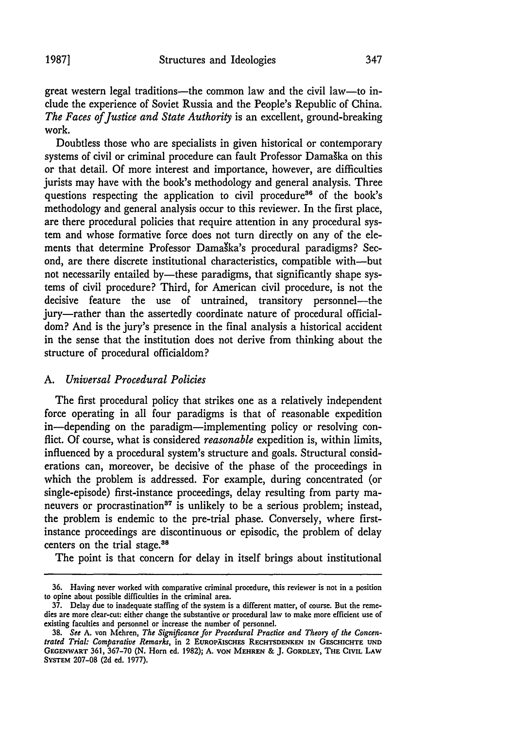great western legal traditions—the common law and the civil law—to include the experience of Soviet Russia and the People's Republic of China. *The Faces of Justice and State Authority* is an excellent, ground-breaking work.

Doubtless those who are specialists in given historical or contemporary systems of civil or criminal procedure can fault Professor Damaška on this or that detail. Of more interest and importance, however, are difficulties jurists may have with the book's methodology and general analysis. Three questions respecting the application to civil procedure[36] of the book's methodology and general analysis occur to this reviewer. In the first place, are there procedural policies that require attention in any procedural system and whose formative force does not turn directly on any of the elements that determine Professor Damaška's procedural paradigms? Second, are there discrete institutional characteristics, compatible with—but not necessarily entailed by—these paradigms, that significantly shape systems of civil procedure? Third, for American civil procedure, is not the decisive feature the use of untrained, transitory personnel—the jury—rather than the assertedly coordinate nature of procedural officialdom? And is the jury's presence in the final analysis a historical accident in the sense that the institution does not derive from thinking about the structure of procedural officialdom?

### A. *Universal Procedural Policies*

The first procedural policy that strikes one as a relatively independent force operating in all four paradigms is that of reasonable expedition in—depending on the paradigm—implementing policy or resolving conflict. Of course, what is considered *reasonable* expedition is, within limits, influenced by a procedural system's structure and goals. Structural considerations can, moreover, be decisive of the phase of the proceedings in which the problem is addressed. For example, during concentrated (or single-episode) first-instance proceedings, delay resulting from party maneuvers or procrastination[37] is unlikely to be a serious problem; instead, the problem is endemic to the pre-trial phase. Conversely, where first-instance proceedings are discontinuous or episodic, the problem of delay centers on the trial stage.[38]

The point is that concern for delay in itself brings about institutional

---

36. Having never worked with comparative criminal procedure, this reviewer is not in a position to opine about possible difficulties in the criminal area.

37. Delay due to inadequate staffing of the system is a different matter, of course. But the remedies are more clear-cut: either change the substantive or procedural law to make more efficient use of existing faculties and personnel or increase the number of personnel.

38. *See* A. von Mehren, *The Significance for Procedural Practice and Theory of the Concentrated Trial: Comparative Remarks*, in 2 EUROPÄISCHES RECHTSDENKEN IN GESCHICHTE UND GEGENWART 361, 367-70 (N. Horn ed. 1982); A. VON MEHREN & J. GORDLEY, THE CIVIL LAW SYSTEM 207-08 (2d ed. 1977).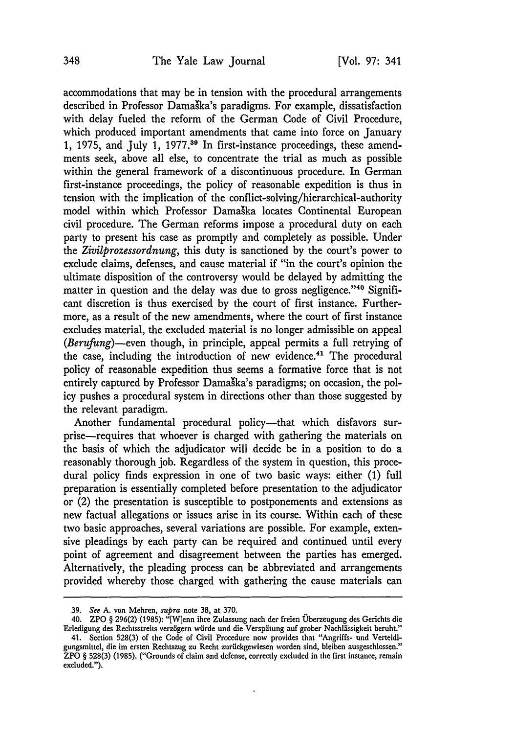accommodations that may be in tension with the procedural arrangements described in Professor Damaška's paradigms. For example, dissatisfaction with delay fueled the reform of the German Code of Civil Procedure, which produced important amendments that came into force on January 1, 1975, and July 1, 1977.[39] In first-instance proceedings, these amendments seek, above all else, to concentrate the trial as much as possible within the general framework of a discontinuous procedure. In German first-instance proceedings, the policy of reasonable expedition is thus in tension with the implication of the conflict-solving/hierarchical-authority model within which Professor Damaška locates Continental European civil procedure. The German reforms impose a procedural duty on each party to present his case as promptly and completely as possible. Under the *Zivilprozessordnung*, this duty is sanctioned by the court's power to exclude claims, defenses, and cause material if "in the court's opinion the ultimate disposition of the controversy would be delayed by admitting the matter in question and the delay was due to gross negligence."[40] Significant discretion is thus exercised by the court of first instance. Furthermore, as a result of the new amendments, where the court of first instance excludes material, the excluded material is no longer admissible on appeal (*Berufung*)—even though, in principle, appeal permits a full retrying of the case, including the introduction of new evidence.[41] The procedural policy of reasonable expedition thus seems a formative force that is not entirely captured by Professor Damaška's paradigms; on occasion, the policy pushes a procedural system in directions other than those suggested by the relevant paradigm.

Another fundamental procedural policy—that which disfavors surprise—requires that whoever is charged with gathering the materials on the basis of which the adjudicator will decide be in a position to do a reasonably thorough job. Regardless of the system in question, this procedural policy finds expression in one of two basic ways: either (1) full preparation is essentially completed before presentation to the adjudicator or (2) the presentation is susceptible to postponements and extensions as new factual allegations or issues arise in its course. Within each of these two basic approaches, several variations are possible. For example, extensive pleadings by each party can be required and continued until every point of agreement and disagreement between the parties has emerged. Alternatively, the pleading process can be abbreviated and arrangements provided whereby those charged with gathering the cause materials can

---

39. *See* A. von Mehren, *supra* note 38, at 370.

40. ZPO § 296(2) (1985): "[W]enn ihre Zulassung nach der freien Überzeugung des Gerichts die Erledigung des Rechtsstreits verzögern würde und die Verspätung auf grober Nachlässigkeit beruht."

41. Section 528(3) of the Code of Civil Procedure now provides that "Angriffs- und Verteidigungsmittel, die im ersten Rechtszug zu Recht zurückgewiesen worden sind, bleiben ausgeschlossen." ZPO § 528(3) (1985). ("Grounds of claim and defense, correctly excluded in the first instance, remain excluded.").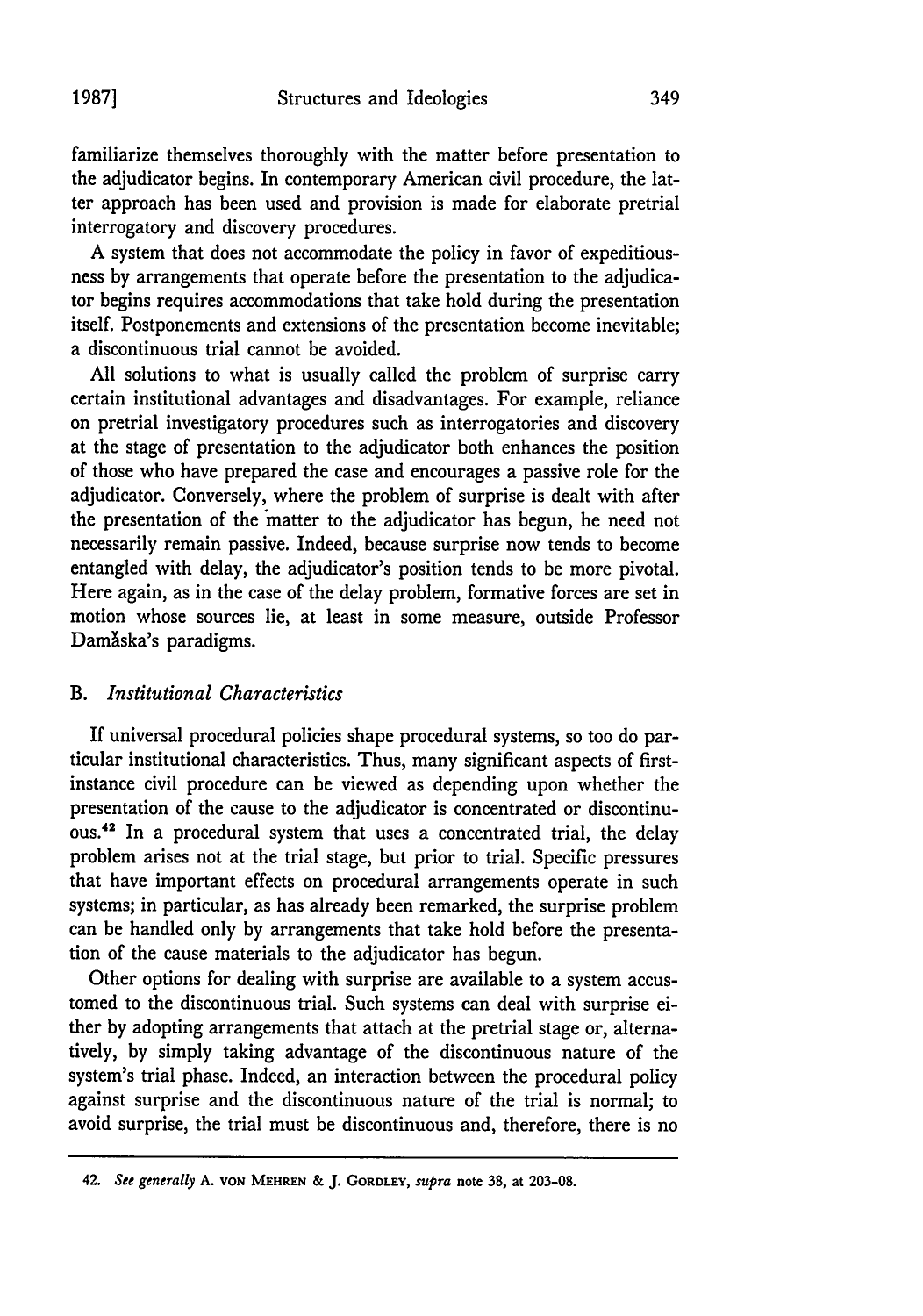familiarize themselves thoroughly with the matter before presentation to the adjudicator begins. In contemporary American civil procedure, the latter approach has been used and provision is made for elaborate pretrial interrogatory and discovery procedures.

A system that does not accommodate the policy in favor of expeditiousness by arrangements that operate before the presentation to the adjudicator begins requires accommodations that take hold during the presentation itself. Postponements and extensions of the presentation become inevitable; a discontinuous trial cannot be avoided.

All solutions to what is usually called the problem of surprise carry certain institutional advantages and disadvantages. For example, reliance on pretrial investigatory procedures such as interrogatories and discovery at the stage of presentation to the adjudicator both enhances the position of those who have prepared the case and encourages a passive role for the adjudicator. Conversely, where the problem of surprise is dealt with after the presentation of the matter to the adjudicator has begun, he need not necessarily remain passive. Indeed, because surprise now tends to become entangled with delay, the adjudicator's position tends to be more pivotal. Here again, as in the case of the delay problem, formative forces are set in motion whose sources lie, at least in some measure, outside Professor Damăska's paradigms.

### B. *Institutional Characteristics*

If universal procedural policies shape procedural systems, so too do particular institutional characteristics. Thus, many significant aspects of first-instance civil procedure can be viewed as depending upon whether the presentation of the cause to the adjudicator is concentrated or discontinuous.[42] In a procedural system that uses a concentrated trial, the delay problem arises not at the trial stage, but prior to trial. Specific pressures that have important effects on procedural arrangements operate in such systems; in particular, as has already been remarked, the surprise problem can be handled only by arrangements that take hold before the presentation of the cause materials to the adjudicator has begun.

Other options for dealing with surprise are available to a system accustomed to the discontinuous trial. Such systems can deal with surprise either by adopting arrangements that attach at the pretrial stage or, alternatively, by simply taking advantage of the discontinuous nature of the system's trial phase. Indeed, an interaction between the procedural policy against surprise and the discontinuous nature of the trial is normal; to avoid surprise, the trial must be discontinuous and, therefore, there is no

---

42. *See generally* A. VON MEHREN & J. GORDLEY, *supra* note 38, at 203-08.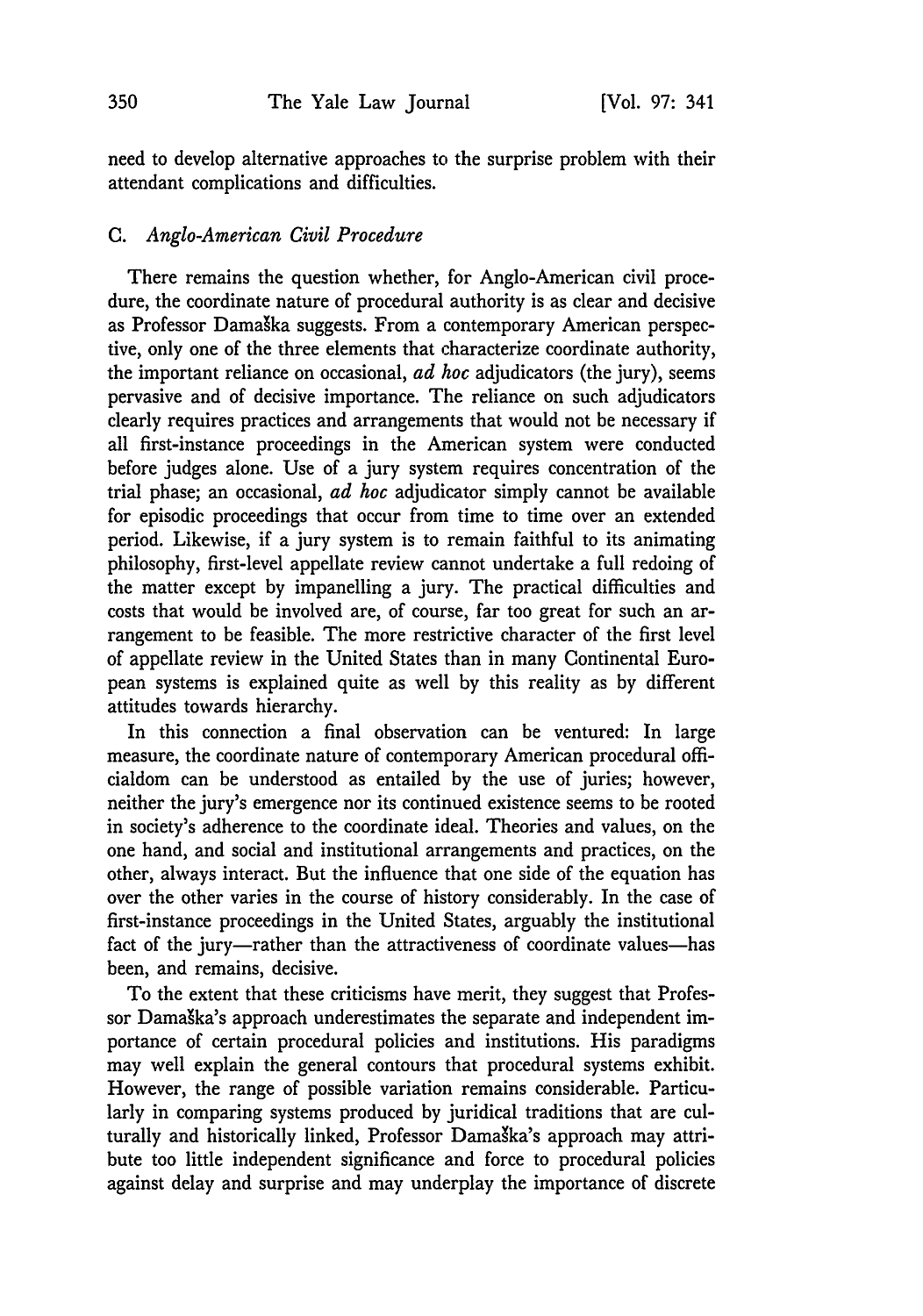need to develop alternative approaches to the surprise problem with their attendant complications and difficulties.

### C. *Anglo-American Civil Procedure*

There remains the question whether, for Anglo-American civil procedure, the coordinate nature of procedural authority is as clear and decisive as Professor Damaška suggests. From a contemporary American perspective, only one of the three elements that characterize coordinate authority, the important reliance on occasional, *ad hoc* adjudicators (the jury), seems pervasive and of decisive importance. The reliance on such adjudicators clearly requires practices and arrangements that would not be necessary if all first-instance proceedings in the American system were conducted before judges alone. Use of a jury system requires concentration of the trial phase; an occasional, *ad hoc* adjudicator simply cannot be available for episodic proceedings that occur from time to time over an extended period. Likewise, if a jury system is to remain faithful to its animating philosophy, first-level appellate review cannot undertake a full redoing of the matter except by impanelling a jury. The practical difficulties and costs that would be involved are, of course, far too great for such an arrangement to be feasible. The more restrictive character of the first level of appellate review in the United States than in many Continental European systems is explained quite as well by this reality as by different attitudes towards hierarchy.

In this connection a final observation can be ventured: In large measure, the coordinate nature of contemporary American procedural officialdom can be understood as entailed by the use of juries; however, neither the jury's emergence nor its continued existence seems to be rooted in society's adherence to the coordinate ideal. Theories and values, on the one hand, and social and institutional arrangements and practices, on the other, always interact. But the influence that one side of the equation has over the other varies in the course of history considerably. In the case of first-instance proceedings in the United States, arguably the institutional fact of the jury—rather than the attractiveness of coordinate values—has been, and remains, decisive.

To the extent that these criticisms have merit, they suggest that Professor Damaška's approach underestimates the separate and independent importance of certain procedural policies and institutions. His paradigms may well explain the general contours that procedural systems exhibit. However, the range of possible variation remains considerable. Particularly in comparing systems produced by juridical traditions that are culturally and historically linked, Professor Damaška's approach may attribute too little independent significance and force to procedural policies against delay and surprise and may underplay the importance of discrete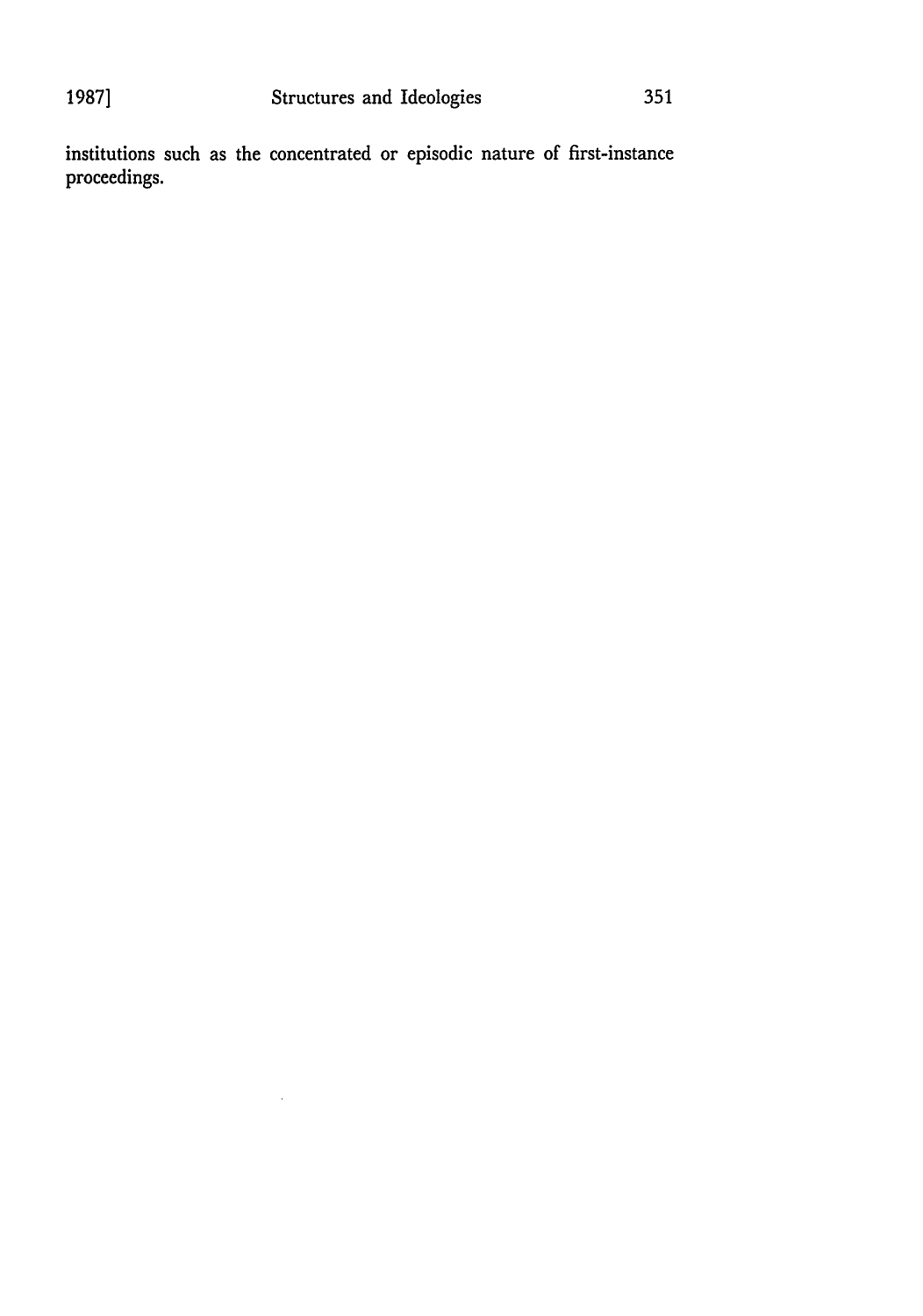institutions such as the concentrated or episodic nature of first-instance proceedings.